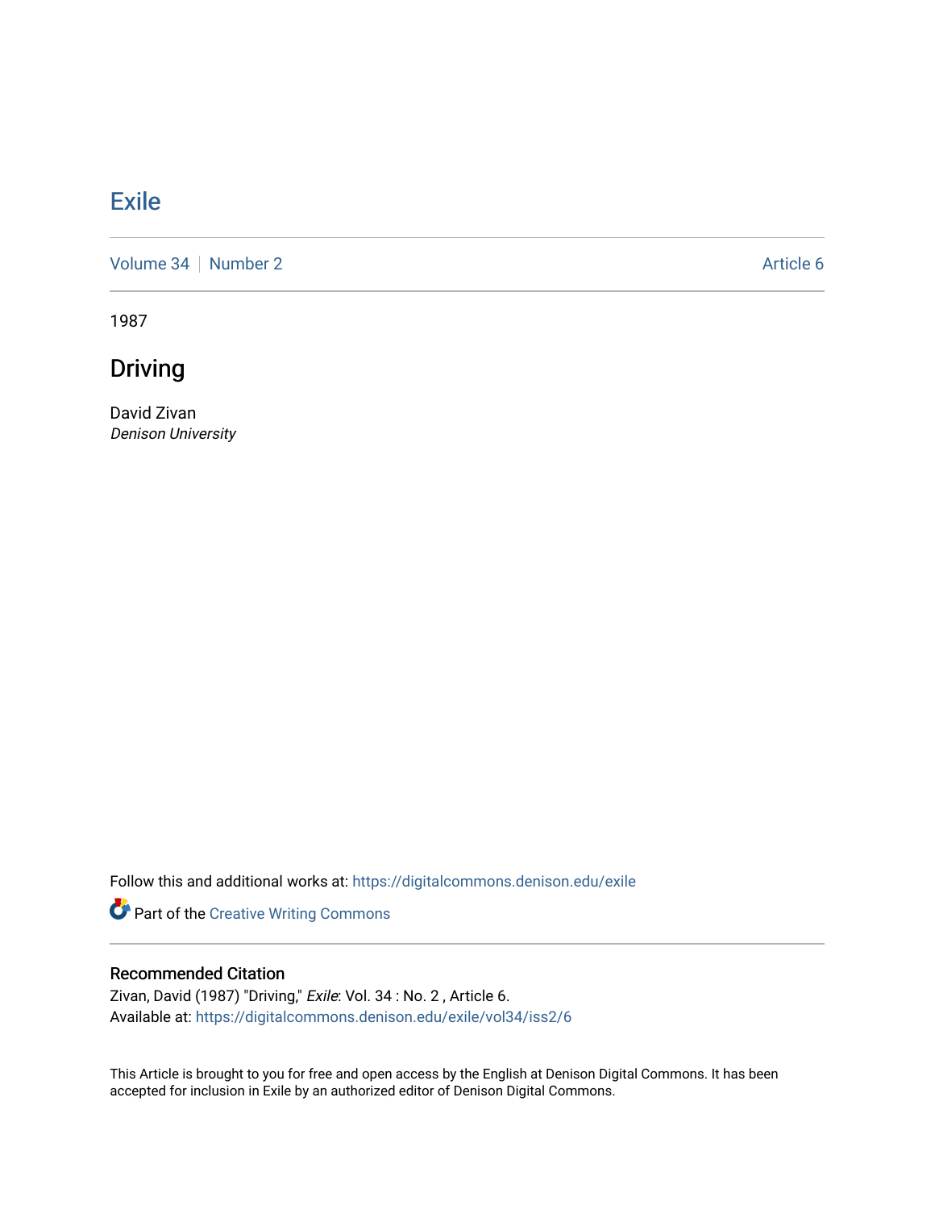Exile

Volume 34 | Number 2 Article 6

1987

# Driving

David Zivan
*Denison University*

Follow this and additional works at: https://digitalcommons.denison.edu/exile

Part of the Creative Writing Commons

## Recommended Citation

Zivan, David (1987) "Driving," *Exile*: Vol. 34 : No. 2 , Article 6.
Available at: https://digitalcommons.denison.edu/exile/vol34/iss2/6

This Article is brought to you for free and open access by the English at Denison Digital Commons. It has been accepted for inclusion in Exile by an authorized editor of Denison Digital Commons.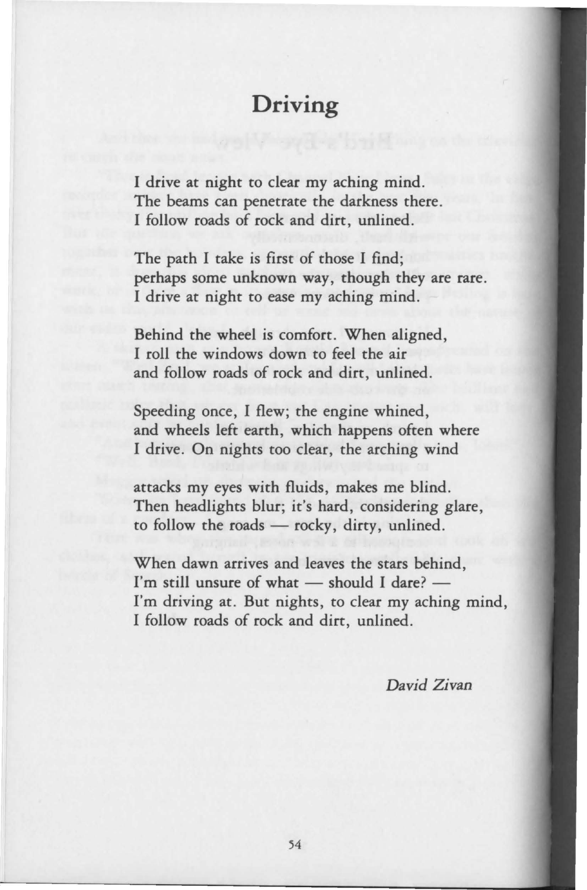# Driving

I drive at night to clear my aching mind.
The beams can penetrate the darkness there.
I follow roads of rock and dirt, unlined.

The path I take is first of those I find;
perhaps some unknown way, though they are rare.
I drive at night to ease my aching mind.

Behind the wheel is comfort. When aligned,
I roll the windows down to feel the air
and follow roads of rock and dirt, unlined.

Speeding once, I flew; the engine whined,
and wheels left earth, which happens often where
I drive. On nights too clear, the arching wind

attacks my eyes with fluids, makes me blind.
Then headlights blur; it's hard, considering glare,
to follow the roads — rocky, dirty, unlined.

When dawn arrives and leaves the stars behind,
I'm still unsure of what — should I dare? —
I'm driving at. But nights, to clear my aching mind,
I follow roads of rock and dirt, unlined.

*David Zivan*